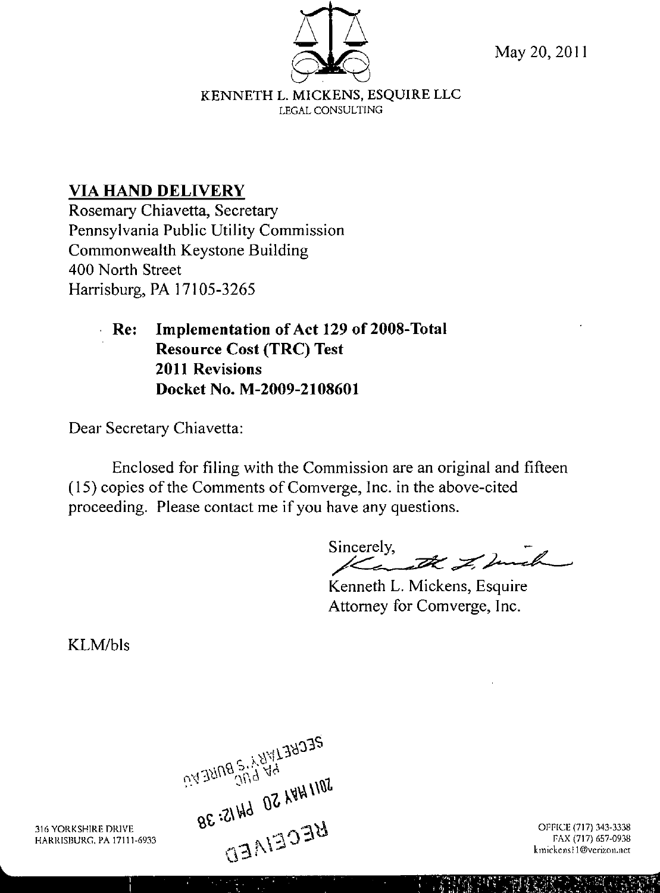May 20, 2011

KENNETH L. MICKENS, ESQUIRE LLC
LEGAL CONSULTING

**VIA HAND DELIVERY**
Rosemary Chiavetta, Secretary
Pennsylvania Public Utility Commission
Commonwealth Keystone Building
400 North Street
Harrisburg, PA 17105-3265

**Re: Implementation of Act 129 of 2008-Total Resource Cost (TRC) Test 2011 Revisions Docket No. M-2009-2108601**

Dear Secretary Chiavetta:

Enclosed for filing with the Commission are an original and fifteen (15) copies of the Comments of Comverge, Inc. in the above-cited proceeding. Please contact me if you have any questions.

Sincerely,

Kenneth L. Mickens, Esquire
Attorney for Comverge, Inc.

KLM/bls

SECRETARY'S BUREAU
PA PUC
2011 MAY 20 PM 12:38
RECEIVED

316 YORKSHIRE DRIVE
HARRISBURG, PA 17111-6933

OFFICE (717) 343-3338
FAX (717) 657-0938
kmickens11@verizon.net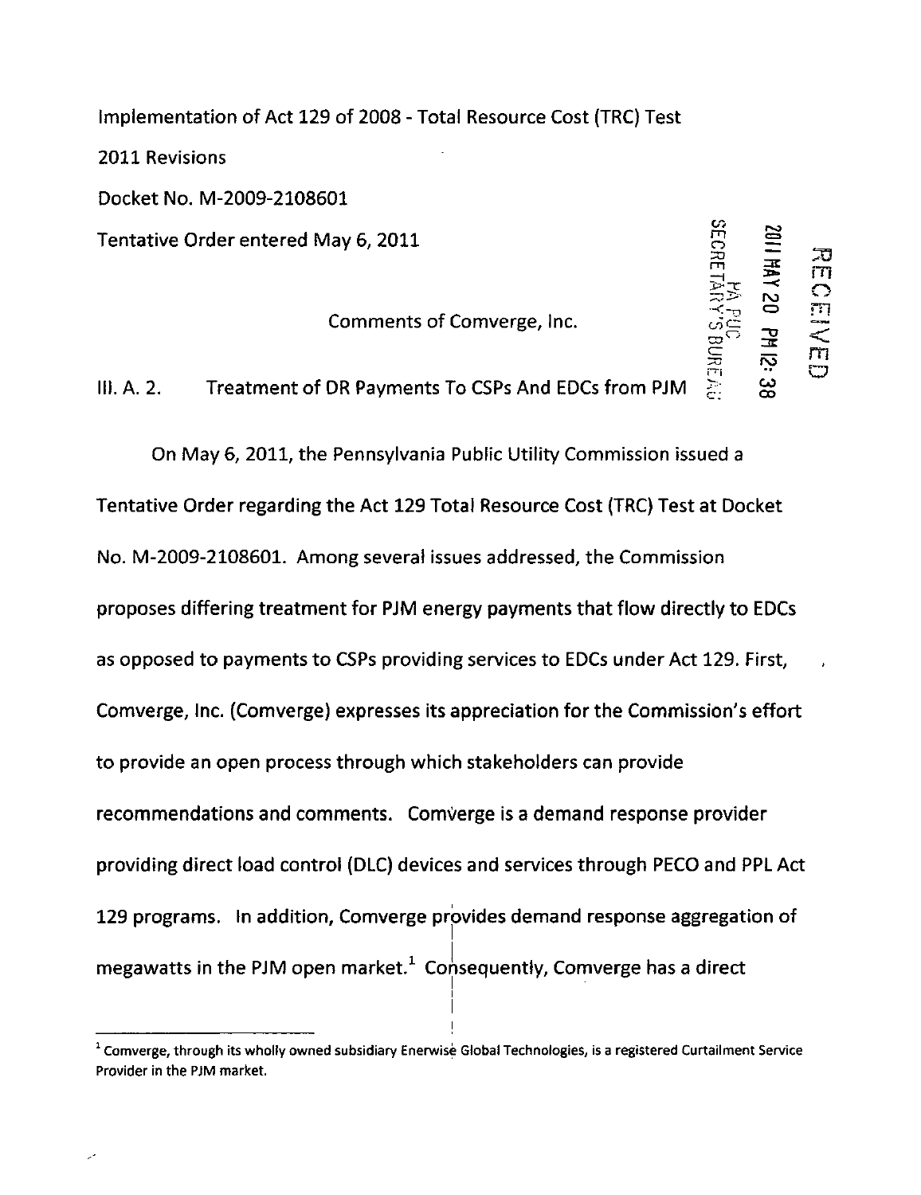Implementation of Act 129 of 2008 - Total Resource Cost (TRC) Test

2011 Revisions

Docket No. M-2009-2108601

Tentative Order entered May 6, 2011

RECEIVED

2011 MAY 20 PM 12:38

PA PUC SECRETARY'S BUREAU

Comments of Comverge, Inc.

III. A. 2. Treatment of DR Payments To CSPs And EDCs from PJM

On May 6, 2011, the Pennsylvania Public Utility Commission issued a Tentative Order regarding the Act 129 Total Resource Cost (TRC) Test at Docket No. M-2009-2108601. Among several issues addressed, the Commission proposes differing treatment for PJM energy payments that flow directly to EDCs as opposed to payments to CSPs providing services to EDCs under Act 129. First, Comverge, Inc. (Comverge) expresses its appreciation for the Commission's effort to provide an open process through which stakeholders can provide recommendations and comments. Comverge is a demand response provider providing direct load control (DLC) devices and services through PECO and PPL Act 129 programs. In addition, Comverge provides demand response aggregation of megawatts in the PJM open market.[1] Consequently, Comverge has a direct

[1] Comverge, through its wholly owned subsidiary Enerwise Global Technologies, is a registered Curtailment Service Provider in the PJM market.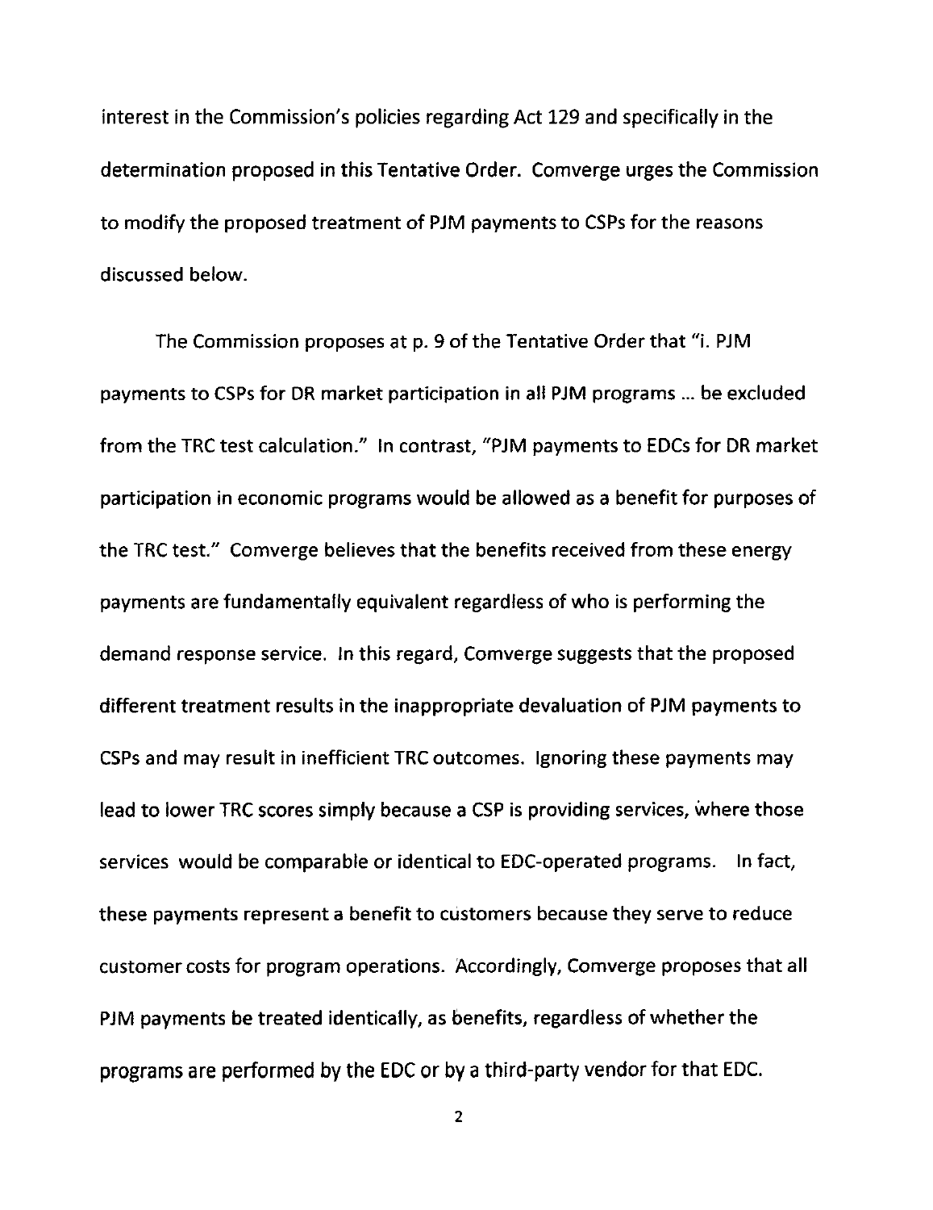interest in the Commission's policies regarding Act 129 and specifically in the determination proposed in this Tentative Order. Comverge urges the Commission to modify the proposed treatment of PJM payments to CSPs for the reasons discussed below.

The Commission proposes at p. 9 of the Tentative Order that "i. PJM payments to CSPs for DR market participation in all PJM programs ... be excluded from the TRC test calculation." In contrast, "PJM payments to EDCs for DR market participation in economic programs would be allowed as a benefit for purposes of the TRC test." Comverge believes that the benefits received from these energy payments are fundamentally equivalent regardless of who is performing the demand response service. In this regard, Comverge suggests that the proposed different treatment results in the inappropriate devaluation of PJM payments to CSPs and may result in inefficient TRC outcomes. Ignoring these payments may lead to lower TRC scores simply because a CSP is providing services, where those services would be comparable or identical to EDC-operated programs. In fact, these payments represent a benefit to customers because they serve to reduce customer costs for program operations. Accordingly, Comverge proposes that all PJM payments be treated identically, as benefits, regardless of whether the programs are performed by the EDC or by a third-party vendor for that EDC.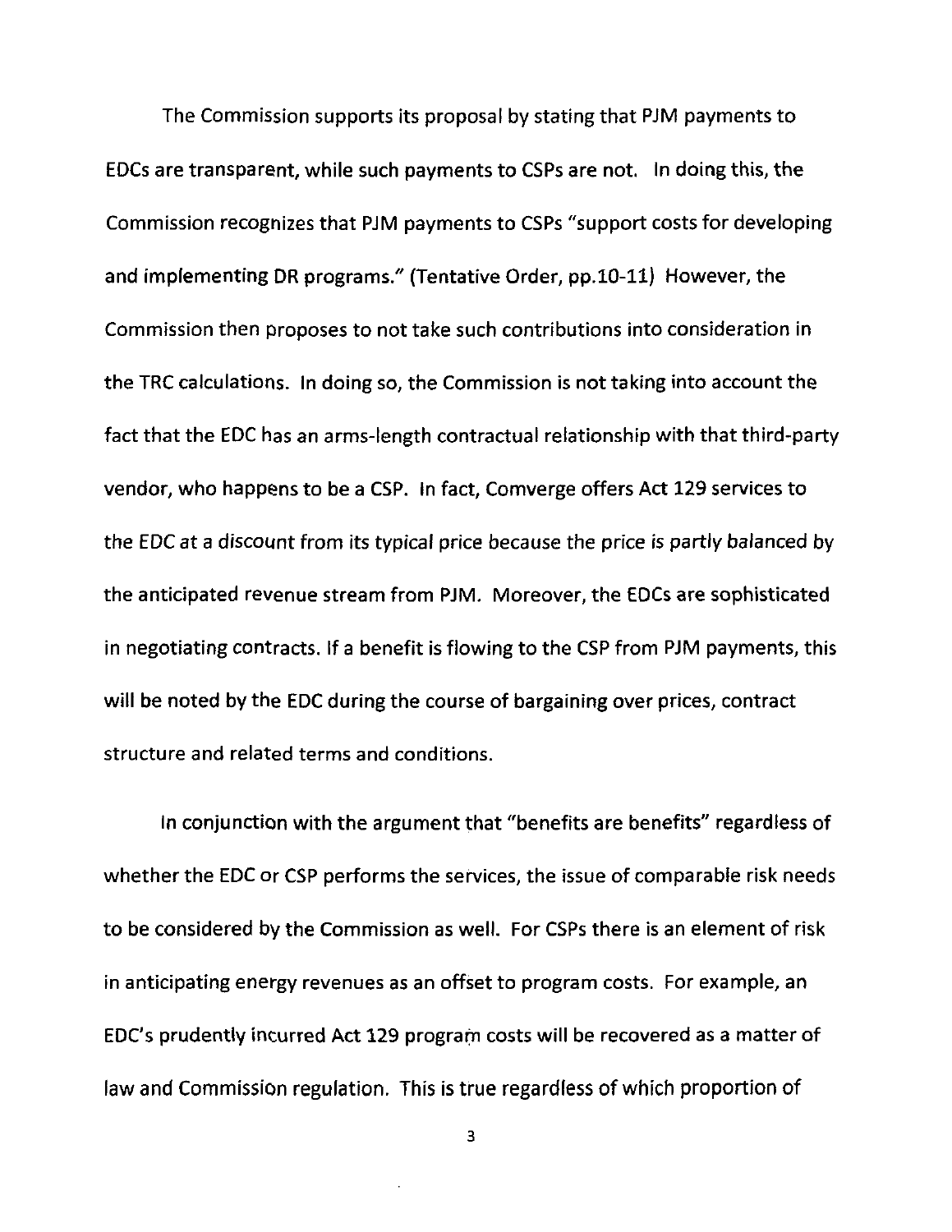The Commission supports its proposal by stating that PJM payments to EDCs are transparent, while such payments to CSPs are not. In doing this, the Commission recognizes that PJM payments to CSPs "support costs for developing and implementing DR programs." (Tentative Order, pp.10-11) However, the Commission then proposes to not take such contributions into consideration in the TRC calculations. In doing so, the Commission is not taking into account the fact that the EDC has an arms-length contractual relationship with that third-party vendor, who happens to be a CSP. In fact, Comverge offers Act 129 services to the EDC at a discount from its typical price because the price is partly balanced by the anticipated revenue stream from PJM. Moreover, the EDCs are sophisticated in negotiating contracts. If a benefit is flowing to the CSP from PJM payments, this will be noted by the EDC during the course of bargaining over prices, contract structure and related terms and conditions.

In conjunction with the argument that "benefits are benefits" regardless of whether the EDC or CSP performs the services, the issue of comparable risk needs to be considered by the Commission as well. For CSPs there is an element of risk in anticipating energy revenues as an offset to program costs. For example, an EDC's prudently incurred Act 129 program costs will be recovered as a matter of law and Commission regulation. This is true regardless of which proportion of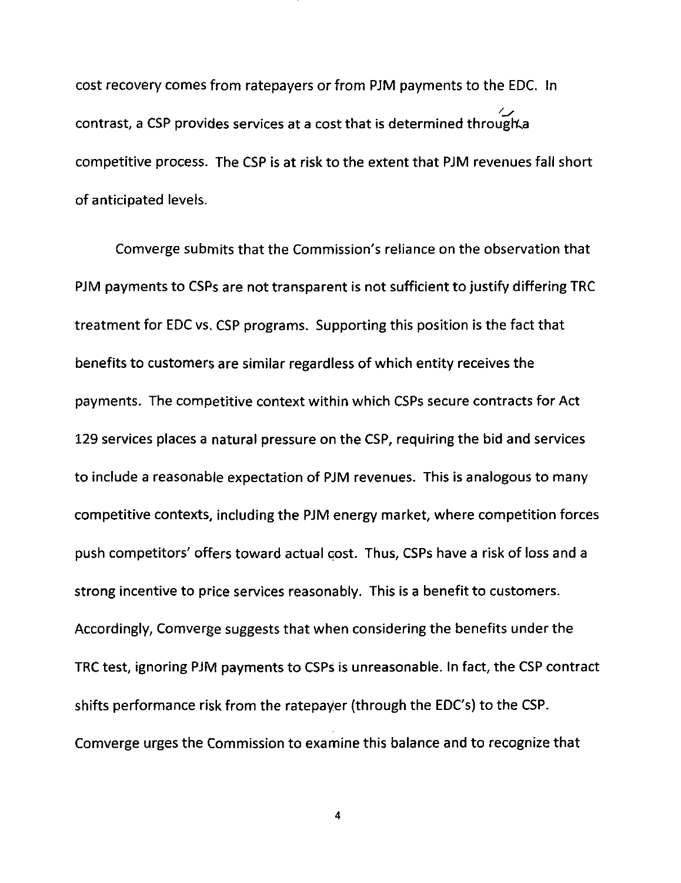cost recovery comes from ratepayers or from PJM payments to the EDC. In contrast, a CSP provides services at a cost that is determined through a competitive process. The CSP is at risk to the extent that PJM revenues fall short of anticipated levels.

Comverge submits that the Commission's reliance on the observation that PJM payments to CSPs are not transparent is not sufficient to justify differing TRC treatment for EDC vs. CSP programs. Supporting this position is the fact that benefits to customers are similar regardless of which entity receives the payments. The competitive context within which CSPs secure contracts for Act 129 services places a natural pressure on the CSP, requiring the bid and services to include a reasonable expectation of PJM revenues. This is analogous to many competitive contexts, including the PJM energy market, where competition forces push competitors' offers toward actual cost. Thus, CSPs have a risk of loss and a strong incentive to price services reasonably. This is a benefit to customers. Accordingly, Comverge suggests that when considering the benefits under the TRC test, ignoring PJM payments to CSPs is unreasonable. In fact, the CSP contract shifts performance risk from the ratepayer (through the EDC's) to the CSP. Comverge urges the Commission to examine this balance and to recognize that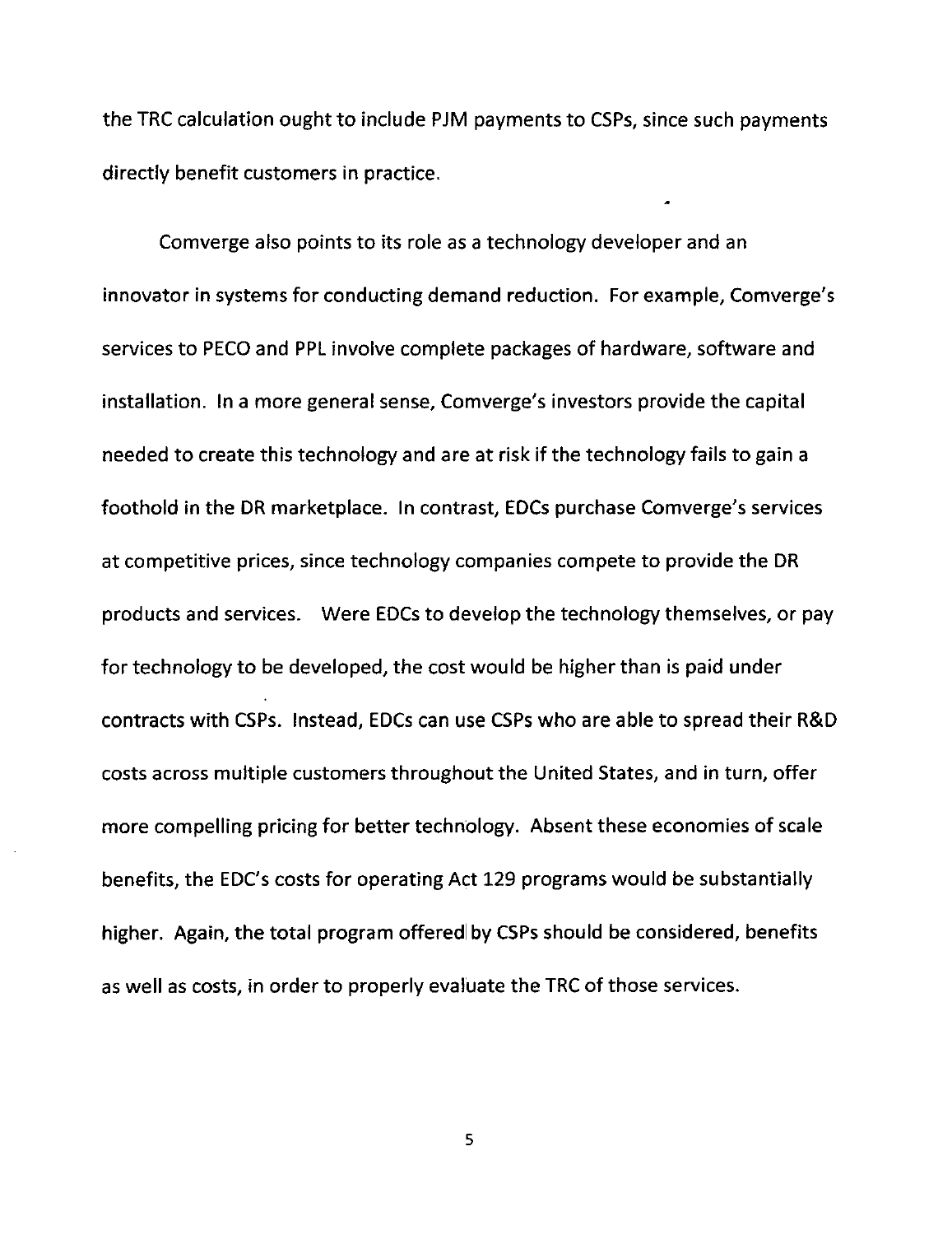the TRC calculation ought to include PJM payments to CSPs, since such payments directly benefit customers in practice.

Comverge also points to its role as a technology developer and an innovator in systems for conducting demand reduction. For example, Comverge's services to PECO and PPL involve complete packages of hardware, software and installation. In a more general sense, Comverge's investors provide the capital needed to create this technology and are at risk if the technology fails to gain a foothold in the DR marketplace. In contrast, EDCs purchase Comverge's services at competitive prices, since technology companies compete to provide the DR products and services. Were EDCs to develop the technology themselves, or pay for technology to be developed, the cost would be higher than is paid under contracts with CSPs. Instead, EDCs can use CSPs who are able to spread their R&D costs across multiple customers throughout the United States, and in turn, offer more compelling pricing for better technology. Absent these economies of scale benefits, the EDC's costs for operating Act 129 programs would be substantially higher. Again, the total program offered by CSPs should be considered, benefits as well as costs, in order to properly evaluate the TRC of those services.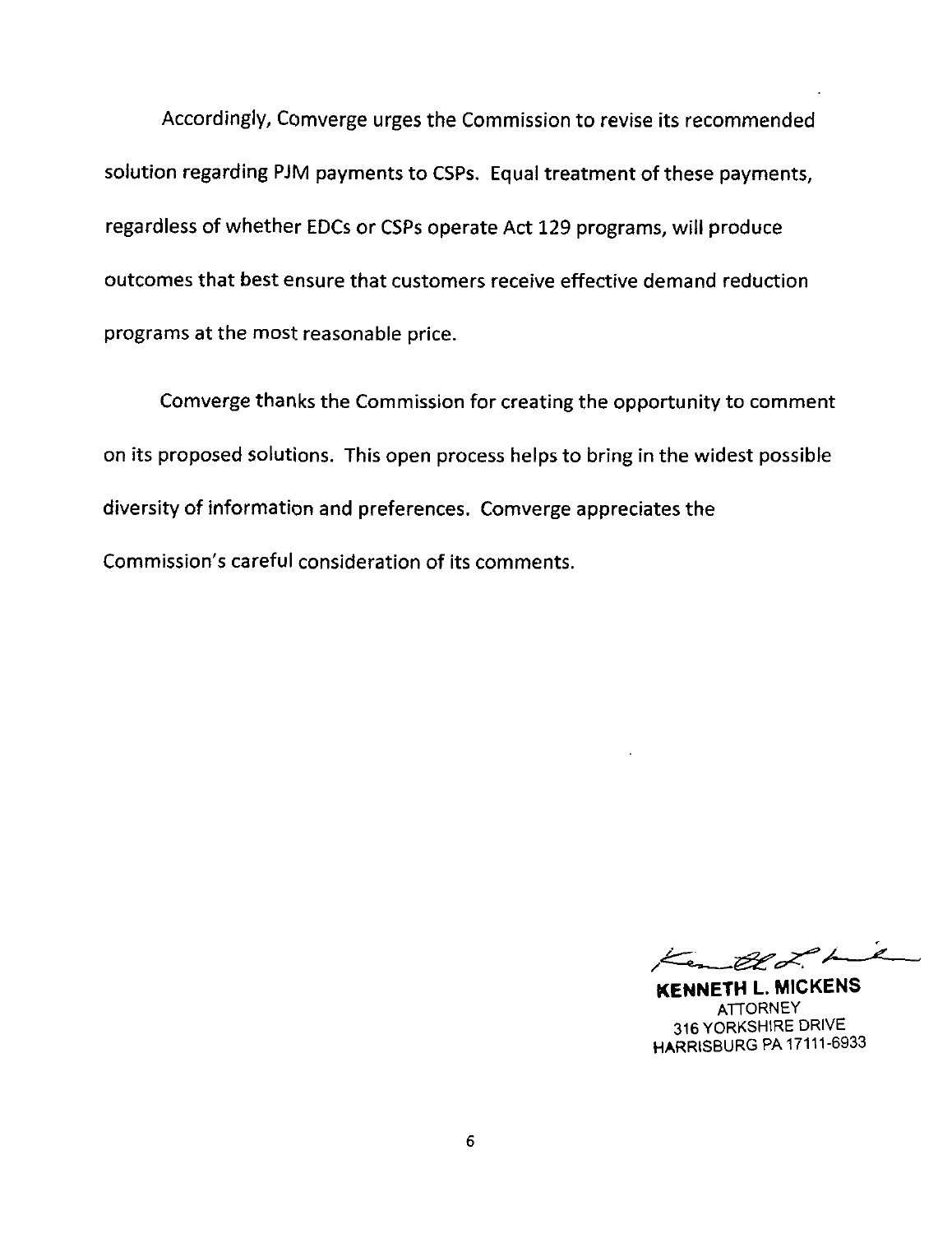Accordingly, Comverge urges the Commission to revise its recommended solution regarding PJM payments to CSPs. Equal treatment of these payments, regardless of whether EDCs or CSPs operate Act 129 programs, will produce outcomes that best ensure that customers receive effective demand reduction programs at the most reasonable price.

Comverge thanks the Commission for creating the opportunity to comment on its proposed solutions. This open process helps to bring in the widest possible diversity of information and preferences. Comverge appreciates the Commission's careful consideration of its comments.

**KENNETH L. MICKENS**
ATTORNEY
316 YORKSHIRE DRIVE
HARRISBURG PA 17111-6933